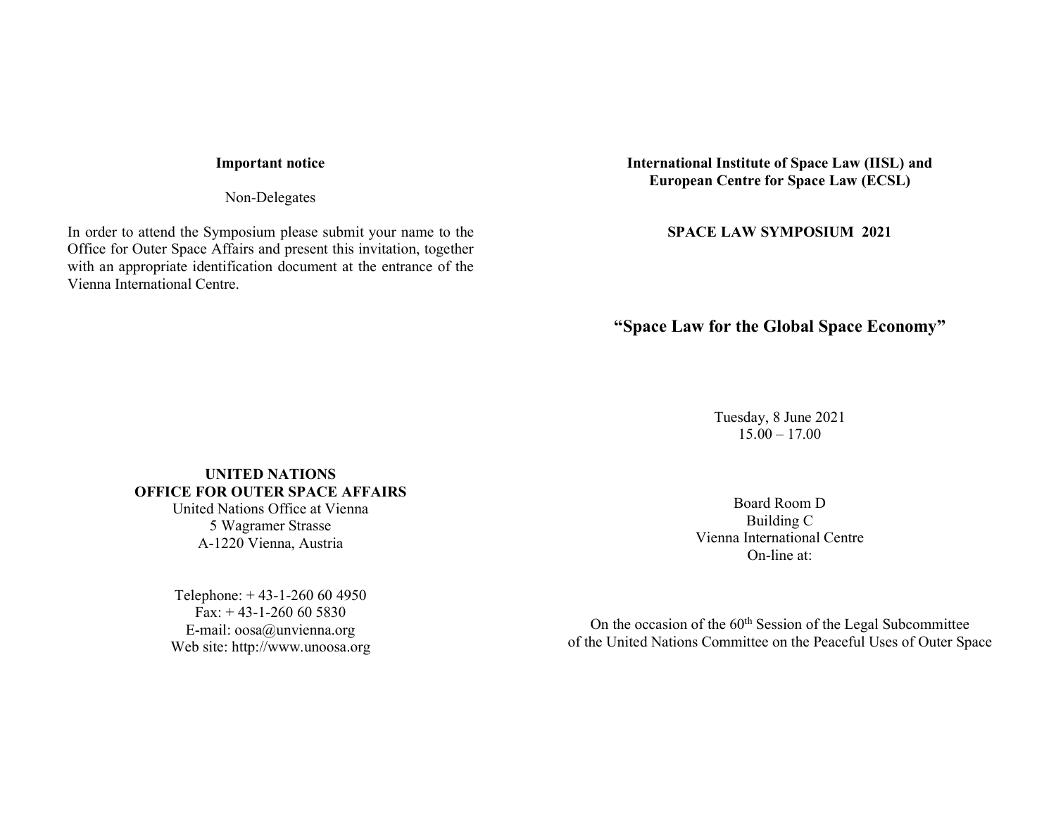**Important notice**

Non-Delegates

In order to attend the Symposium please submit your name to the Office for Outer Space Affairs and present this invitation, together with an appropriate identification document at the entrance of the Vienna International Centre.

**UNITED NATIONS**
**OFFICE FOR OUTER SPACE AFFAIRS**
United Nations Office at Vienna
5 Wagramer Strasse
A-1220 Vienna, Austria

Telephone: + 43-1-260 60 4950
Fax: + 43-1-260 60 5830
E-mail: oosa@unvienna.org
Web site: http://www.unoosa.org

**International Institute of Space Law (IISL) and**
**European Centre for Space Law (ECSL)**

**SPACE LAW SYMPOSIUM 2021**

# "Space Law for the Global Space Economy"

Tuesday, 8 June 2021
15.00 – 17.00

Board Room D
Building C
Vienna International Centre
On-line at:

On the occasion of the 60th Session of the Legal Subcommittee of the United Nations Committee on the Peaceful Uses of Outer Space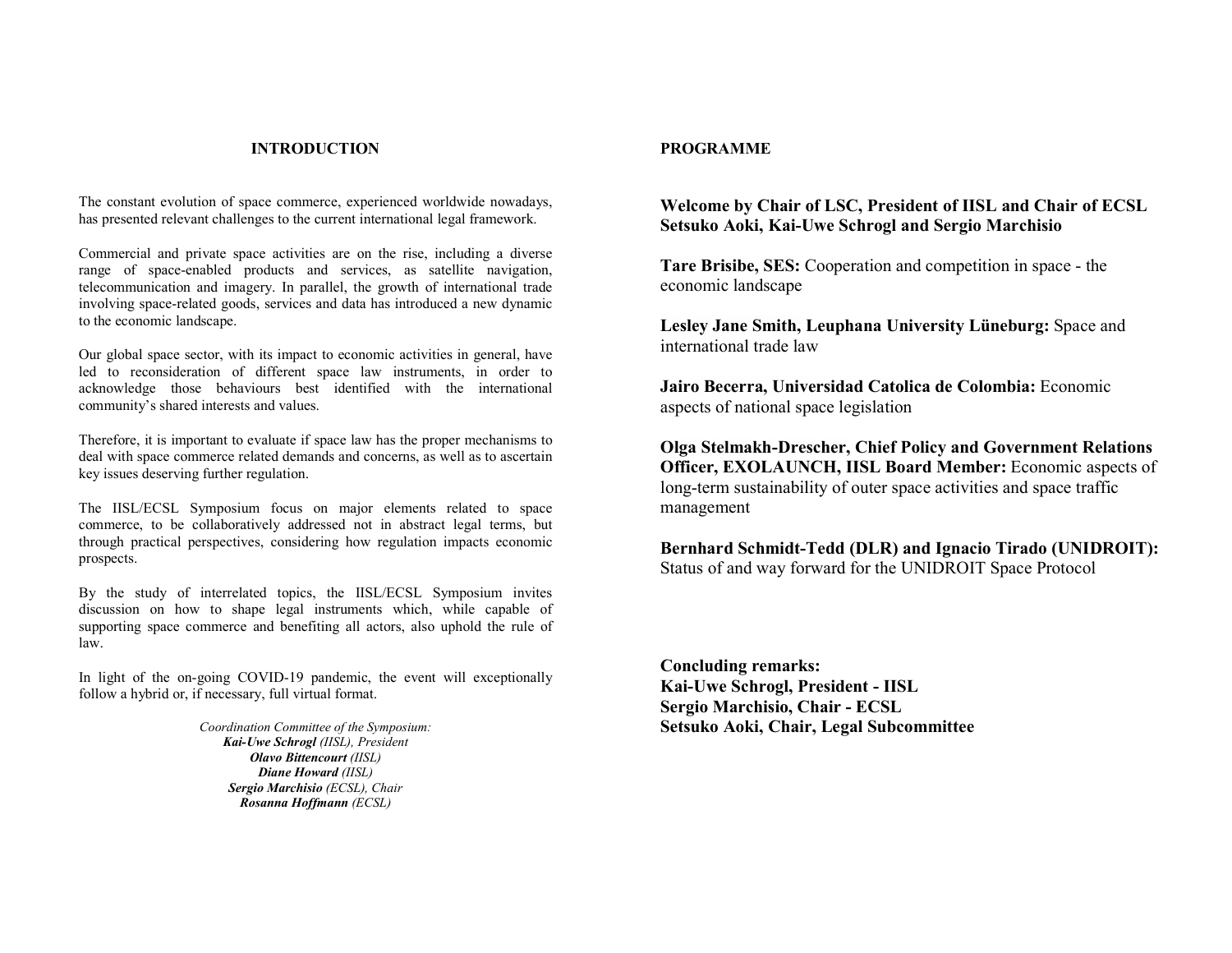## INTRODUCTION

The constant evolution of space commerce, experienced worldwide nowadays, has presented relevant challenges to the current international legal framework.

Commercial and private space activities are on the rise, including a diverse range of space-enabled products and services, as satellite navigation, telecommunication and imagery. In parallel, the growth of international trade involving space-related goods, services and data has introduced a new dynamic to the economic landscape.

Our global space sector, with its impact to economic activities in general, have led to reconsideration of different space law instruments, in order to acknowledge those behaviours best identified with the international community's shared interests and values.

Therefore, it is important to evaluate if space law has the proper mechanisms to deal with space commerce related demands and concerns, as well as to ascertain key issues deserving further regulation.

The IISL/ECSL Symposium focus on major elements related to space commerce, to be collaboratively addressed not in abstract legal terms, but through practical perspectives, considering how regulation impacts economic prospects.

By the study of interrelated topics, the IISL/ECSL Symposium invites discussion on how to shape legal instruments which, while capable of supporting space commerce and benefiting all actors, also uphold the rule of law.

In light of the on-going COVID-19 pandemic, the event will exceptionally follow a hybrid or, if necessary, full virtual format.

*Coordination Committee of the Symposium:*
***Kai-Uwe Schrogl** (IISL), President*
***Olavo Bittencourt** (IISL)*
***Diane Howard** (IISL)*
***Sergio Marchisio** (ECSL), Chair*
***Rosanna Hoffmann** (ECSL)*

## PROGRAMME

**Welcome by Chair of LSC, President of IISL and Chair of ECSL**
**Setsuko Aoki, Kai-Uwe Schrogl and Sergio Marchisio**

**Tare Brisibe, SES:** Cooperation and competition in space - the economic landscape

**Lesley Jane Smith, Leuphana University Lüneburg:** Space and international trade law

**Jairo Becerra, Universidad Catolica de Colombia:** Economic aspects of national space legislation

**Olga Stelmakh-Drescher, Chief Policy and Government Relations Officer, EXOLAUNCH, IISL Board Member:** Economic aspects of long-term sustainability of outer space activities and space traffic management

**Bernhard Schmidt-Tedd (DLR) and Ignacio Tirado (UNIDROIT):** Status of and way forward for the UNIDROIT Space Protocol

**Concluding remarks:**
**Kai-Uwe Schrogl, President - IISL**
**Sergio Marchisio, Chair - ECSL**
**Setsuko Aoki, Chair, Legal Subcommittee**